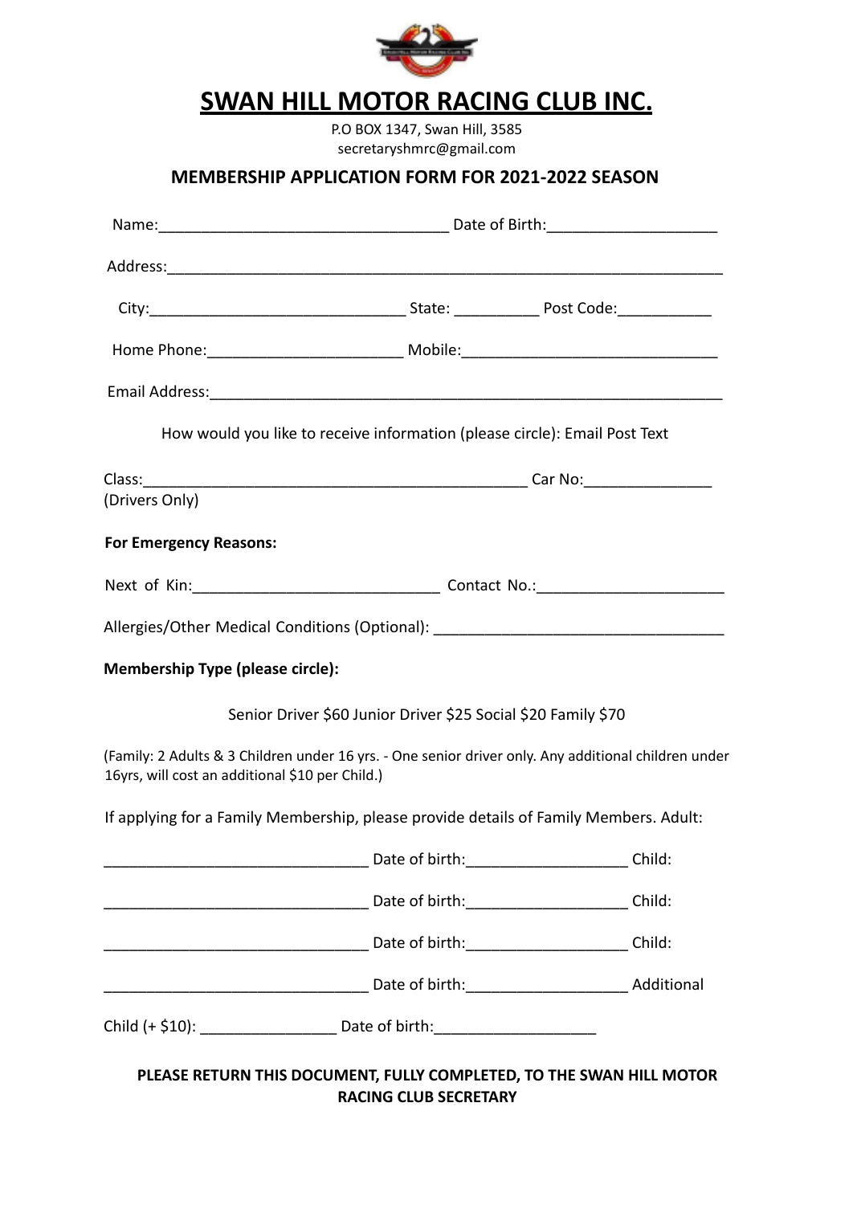# SWAN HILL MOTOR RACING CLUB INC.

P.O BOX 1347, Swan Hill, 3585
secretaryshmrc@gmail.com

**MEMBERSHIP APPLICATION FORM FOR 2021-2022 SEASON**

Name:_________________________________ Date of Birth:___________________

Address:_________________________________________________________________

City:_____________________________ State: __________ Post Code:___________

Home Phone:______________________ Mobile:_____________________________

Email Address:____________________________________________________________

How would you like to receive information (please circle): Email Post Text

Class:_____________________________________________ Car No:_______________
(Drivers Only)

**For Emergency Reasons:**

Next of Kin:____________________________ Contact No.:_____________________

Allergies/Other Medical Conditions (Optional): _________________________________

**Membership Type (please circle):**

Senior Driver $60 Junior Driver $25 Social $20 Family $70

(Family: 2 Adults & 3 Children under 16 yrs. - One senior driver only. Any additional children under 16yrs, will cost an additional $10 per Child.)

If applying for a Family Membership, please provide details of Family Members. Adult:

______________________________ Date of birth:__________________ Child:

______________________________ Date of birth:__________________ Child:

______________________________ Date of birth:__________________ Child:

______________________________ Date of birth:__________________ Additional

Child (+ $10): ________________ Date of birth:__________________

**PLEASE RETURN THIS DOCUMENT, FULLY COMPLETED, TO THE SWAN HILL MOTOR RACING CLUB SECRETARY**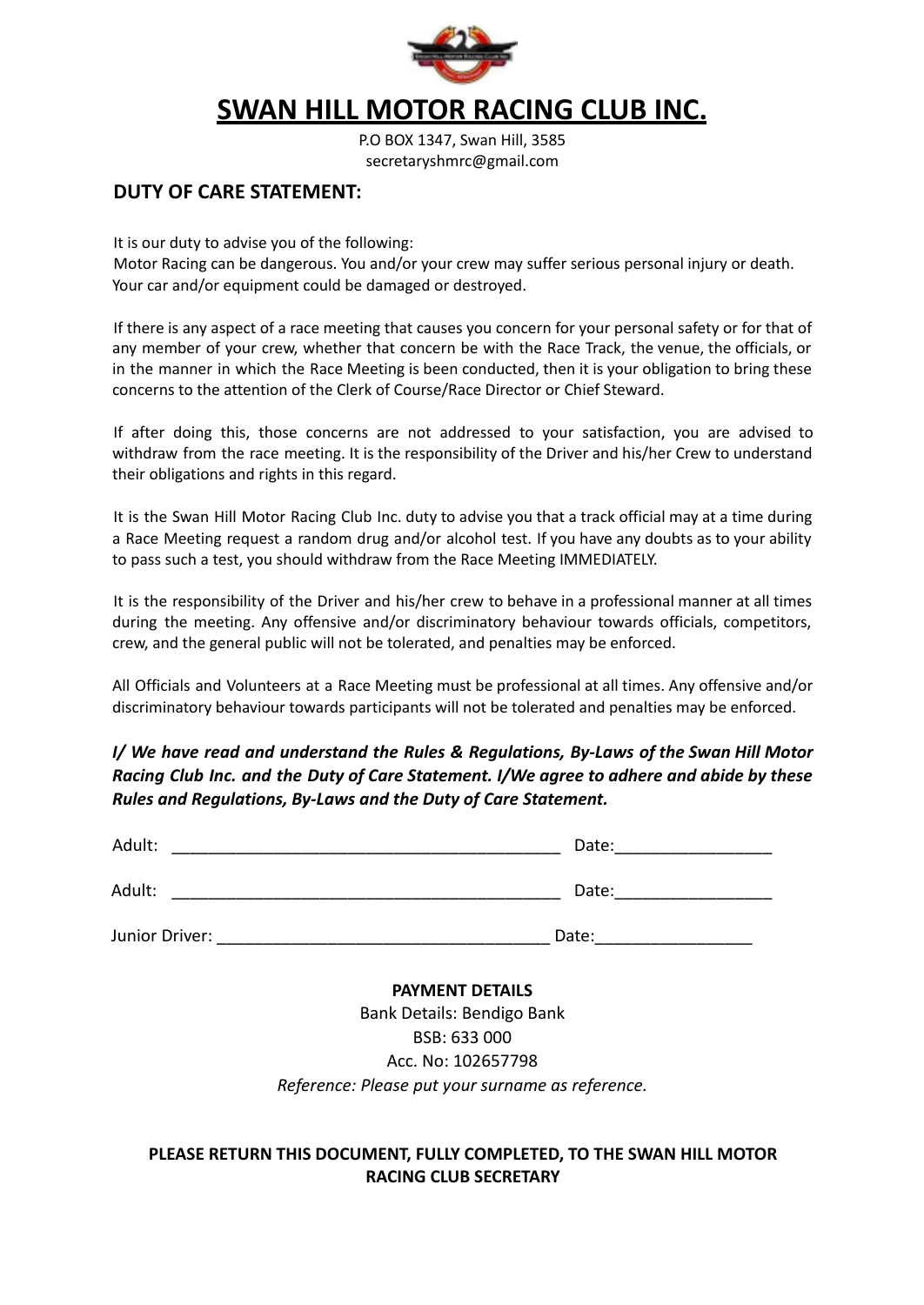# SWAN HILL MOTOR RACING CLUB INC.

P.O BOX 1347, Swan Hill, 3585
secretaryshmrc@gmail.com

## DUTY OF CARE STATEMENT:

It is our duty to advise you of the following:
Motor Racing can be dangerous. You and/or your crew may suffer serious personal injury or death. Your car and/or equipment could be damaged or destroyed.

If there is any aspect of a race meeting that causes you concern for your personal safety or for that of any member of your crew, whether that concern be with the Race Track, the venue, the officials, or in the manner in which the Race Meeting is being conducted, then it is your obligation to bring these concerns to the attention of the Clerk of Course/Race Director or Chief Steward.

If after doing this, those concerns are not addressed to your satisfaction, you are advised to withdraw from the race meeting. It is the responsibility of the Driver and his/her Crew to understand their obligations and rights in this regard.

It is the Swan Hill Motor Racing Club Inc. duty to advise you that a track official may at a time during a Race Meeting request a random drug and/or alcohol test. If you have any doubts as to your ability to pass such a test, you should withdraw from the Race Meeting IMMEDIATELY.

It is the responsibility of the Driver and his/her crew to behave in a professional manner at all times during the meeting. Any offensive and/or discriminatory behaviour towards officials, competitors, crew, and the general public will not be tolerated, and penalties may be enforced.

All Officials and Volunteers at a Race Meeting must be professional at all times. Any offensive and/or discriminatory behaviour towards participants will not be tolerated and penalties may be enforced.

***I/ We have read and understand the Rules & Regulations, By-Laws of the Swan Hill Motor Racing Club Inc. and the Duty of Care Statement. I/We agree to adhere and abide by these Rules and Regulations, By-Laws and the Duty of Care Statement.***

Adult: ___________________________________________ Date:_________________

Adult: ___________________________________________ Date:_________________

Junior Driver: ____________________________________ Date:_________________

**PAYMENT DETAILS**

Bank Details: Bendigo Bank
BSB: 633 000
Acc. No: 102657798
*Reference: Please put your surname as reference.*

**PLEASE RETURN THIS DOCUMENT, FULLY COMPLETED, TO THE SWAN HILL MOTOR RACING CLUB SECRETARY**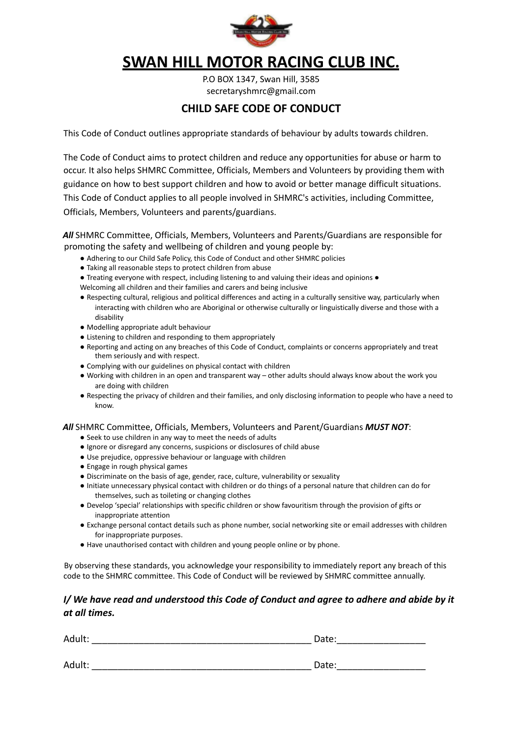# SWAN HILL MOTOR RACING CLUB INC.

P.O BOX 1347, Swan Hill, 3585
secretaryshmrc@gmail.com

## CHILD SAFE CODE OF CONDUCT

This Code of Conduct outlines appropriate standards of behaviour by adults towards children.

The Code of Conduct aims to protect children and reduce any opportunities for abuse or harm to occur. It also helps SHMRC Committee, Officials, Members and Volunteers by providing them with guidance on how to best support children and how to avoid or better manage difficult situations. This Code of Conduct applies to all people involved in SHMRC's activities, including Committee, Officials, Members, Volunteers and parents/guardians.

***All*** SHMRC Committee, Officials, Members, Volunteers and Parents/Guardians are responsible for promoting the safety and wellbeing of children and young people by:

- Adhering to our Child Safe Policy, this Code of Conduct and other SHMRC policies
- Taking all reasonable steps to protect children from abuse
- Treating everyone with respect, including listening to and valuing their ideas and opinions
- Welcoming all children and their families and carers and being inclusive
- Respecting cultural, religious and political differences and acting in a culturally sensitive way, particularly when interacting with children who are Aboriginal or otherwise culturally or linguistically diverse and those with a disability
- Modelling appropriate adult behaviour
- Listening to children and responding to them appropriately
- Reporting and acting on any breaches of this Code of Conduct, complaints or concerns appropriately and treat them seriously and with respect.
- Complying with our guidelines on physical contact with children
- Working with children in an open and transparent way – other adults should always know about the work you are doing with children
- Respecting the privacy of children and their families, and only disclosing information to people who have a need to know.

***All*** SHMRC Committee, Officials, Members, Volunteers and Parent/Guardians ***MUST NOT***:

- Seek to use children in any way to meet the needs of adults
- Ignore or disregard any concerns, suspicions or disclosures of child abuse
- Use prejudice, oppressive behaviour or language with children
- Engage in rough physical games
- Discriminate on the basis of age, gender, race, culture, vulnerability or sexuality
- Initiate unnecessary physical contact with children or do things of a personal nature that children can do for themselves, such as toileting or changing clothes
- Develop 'special' relationships with specific children or show favouritism through the provision of gifts or inappropriate attention
- Exchange personal contact details such as phone number, social networking site or email addresses with children for inappropriate purposes.
- Have unauthorised contact with children and young people online or by phone.

By observing these standards, you acknowledge your responsibility to immediately report any breach of this code to the SHMRC committee. This Code of Conduct will be reviewed by SHMRC committee annually.

### *I/ We have read and understood this Code of Conduct and agree to adhere and abide by it at all times.*

Adult: __________________________________________ Date:________________

Adult: __________________________________________ Date:________________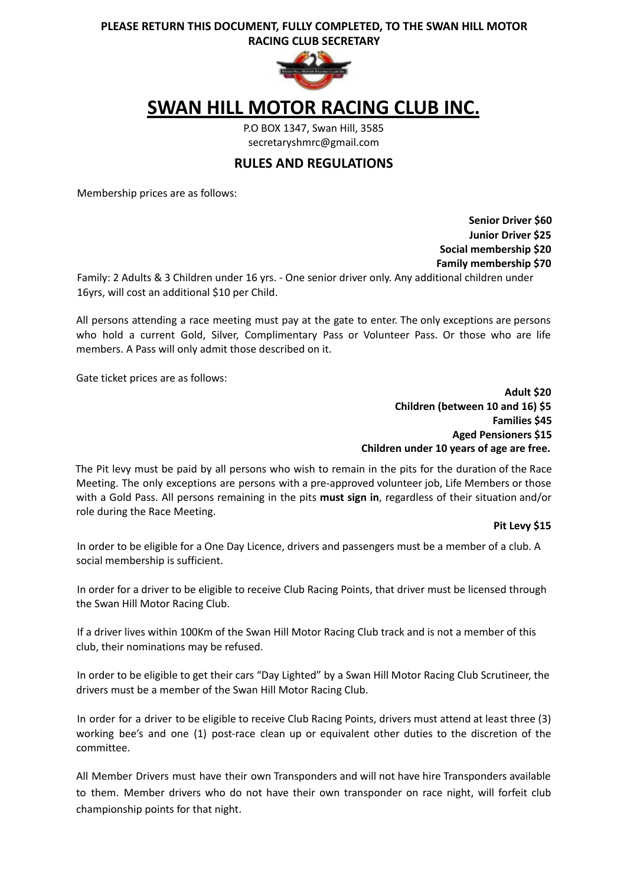**PLEASE RETURN THIS DOCUMENT, FULLY COMPLETED, TO THE SWAN HILL MOTOR RACING CLUB SECRETARY**

# SWAN HILL MOTOR RACING CLUB INC.

P.O BOX 1347, Swan Hill, 3585
secretaryshmrc@gmail.com

## RULES AND REGULATIONS

Membership prices are as follows:

**Senior Driver $60**
**Junior Driver $25**
**Social membership $20**
**Family membership $70**

Family: 2 Adults & 3 Children under 16 yrs. - One senior driver only. Any additional children under 16yrs, will cost an additional $10 per Child.

All persons attending a race meeting must pay at the gate to enter. The only exceptions are persons who hold a current Gold, Silver, Complimentary Pass or Volunteer Pass. Or those who are life members. A Pass will only admit those described on it.

Gate ticket prices are as follows:

**Adult $20**
**Children (between 10 and 16) $5**
**Families $45**
**Aged Pensioners $15**
**Children under 10 years of age are free.**

The Pit levy must be paid by all persons who wish to remain in the pits for the duration of the Race Meeting. The only exceptions are persons with a pre-approved volunteer job, Life Members or those with a Gold Pass. All persons remaining in the pits **must sign in**, regardless of their situation and/or role during the Race Meeting.

**Pit Levy $15**

In order to be eligible for a One Day Licence, drivers and passengers must be a member of a club. A social membership is sufficient.

In order for a driver to be eligible to receive Club Racing Points, that driver must be licensed through the Swan Hill Motor Racing Club.

If a driver lives within 100Km of the Swan Hill Motor Racing Club track and is not a member of this club, their nominations may be refused.

In order to be eligible to get their cars "Day Lighted" by a Swan Hill Motor Racing Club Scrutineer, the drivers must be a member of the Swan Hill Motor Racing Club.

In order for a driver to be eligible to receive Club Racing Points, drivers must attend at least three (3) working bee's and one (1) post-race clean up or equivalent other duties to the discretion of the committee.

All Member Drivers must have their own Transponders and will not have hire Transponders available to them. Member drivers who do not have their own transponder on race night, will forfeit club championship points for that night.